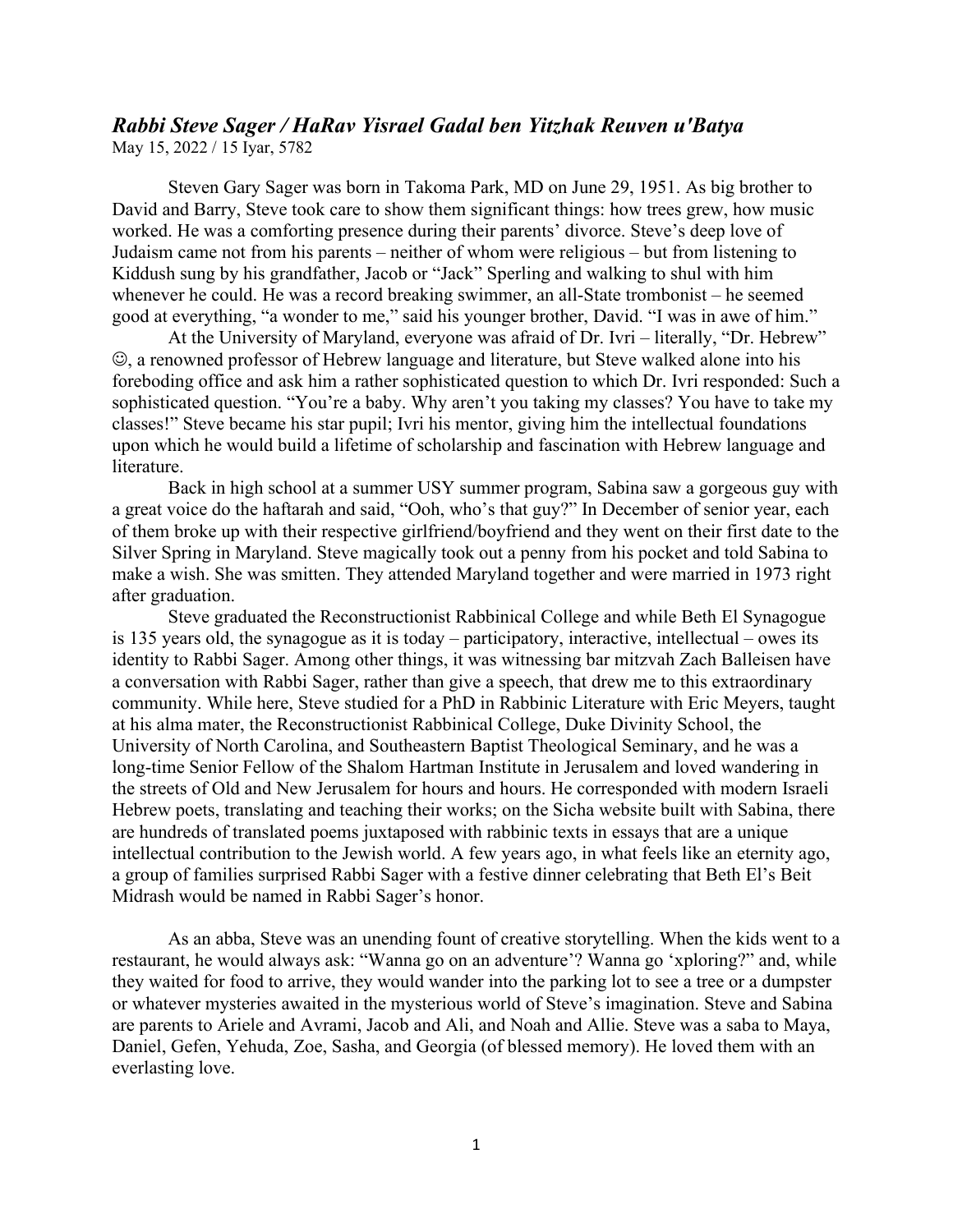# *Rabbi Steve Sager / HaRav Yisrael Gadal ben Yitzhak Reuven u'Batya*

May 15, 2022 / 15 Iyar, 5782

Steven Gary Sager was born in Takoma Park, MD on June 29, 1951. As big brother to David and Barry, Steve took care to show them significant things: how trees grew, how music worked. He was a comforting presence during their parents' divorce. Steve's deep love of Judaism came not from his parents – neither of whom were religious – but from listening to Kiddush sung by his grandfather, Jacob or "Jack" Sperling and walking to shul with him whenever he could. He was a record breaking swimmer, an all-State trombonist – he seemed good at everything, "a wonder to me," said his younger brother, David. "I was in awe of him."

At the University of Maryland, everyone was afraid of Dr. Ivri – literally, "Dr. Hebrew" ☺, a renowned professor of Hebrew language and literature, but Steve walked alone into his foreboding office and ask him a rather sophisticated question to which Dr. Ivri responded: Such a sophisticated question. "You're a baby. Why aren't you taking my classes? You have to take my classes!" Steve became his star pupil; Ivri his mentor, giving him the intellectual foundations upon which he would build a lifetime of scholarship and fascination with Hebrew language and literature.

Back in high school at a summer USY summer program, Sabina saw a gorgeous guy with a great voice do the haftarah and said, "Ooh, who's that guy?" In December of senior year, each of them broke up with their respective girlfriend/boyfriend and they went on their first date to the Silver Spring in Maryland. Steve magically took out a penny from his pocket and told Sabina to make a wish. She was smitten. They attended Maryland together and were married in 1973 right after graduation.

Steve graduated the Reconstructionist Rabbinical College and while Beth El Synagogue is 135 years old, the synagogue as it is today – participatory, interactive, intellectual – owes its identity to Rabbi Sager. Among other things, it was witnessing bar mitzvah Zach Balleisen have a conversation with Rabbi Sager, rather than give a speech, that drew me to this extraordinary community. While here, Steve studied for a PhD in Rabbinic Literature with Eric Meyers, taught at his alma mater, the Reconstructionist Rabbinical College, Duke Divinity School, the University of North Carolina, and Southeastern Baptist Theological Seminary, and he was a long-time Senior Fellow of the Shalom Hartman Institute in Jerusalem and loved wandering in the streets of Old and New Jerusalem for hours and hours. He corresponded with modern Israeli Hebrew poets, translating and teaching their works; on the Sicha website built with Sabina, there are hundreds of translated poems juxtaposed with rabbinic texts in essays that are a unique intellectual contribution to the Jewish world. A few years ago, in what feels like an eternity ago, a group of families surprised Rabbi Sager with a festive dinner celebrating that Beth El's Beit Midrash would be named in Rabbi Sager's honor.

As an abba, Steve was an unending fount of creative storytelling. When the kids went to a restaurant, he would always ask: "Wanna go on an adventure'? Wanna go 'xploring?" and, while they waited for food to arrive, they would wander into the parking lot to see a tree or a dumpster or whatever mysteries awaited in the mysterious world of Steve's imagination. Steve and Sabina are parents to Ariele and Avrami, Jacob and Ali, and Noah and Allie. Steve was a saba to Maya, Daniel, Gefen, Yehuda, Zoe, Sasha, and Georgia (of blessed memory). He loved them with an everlasting love.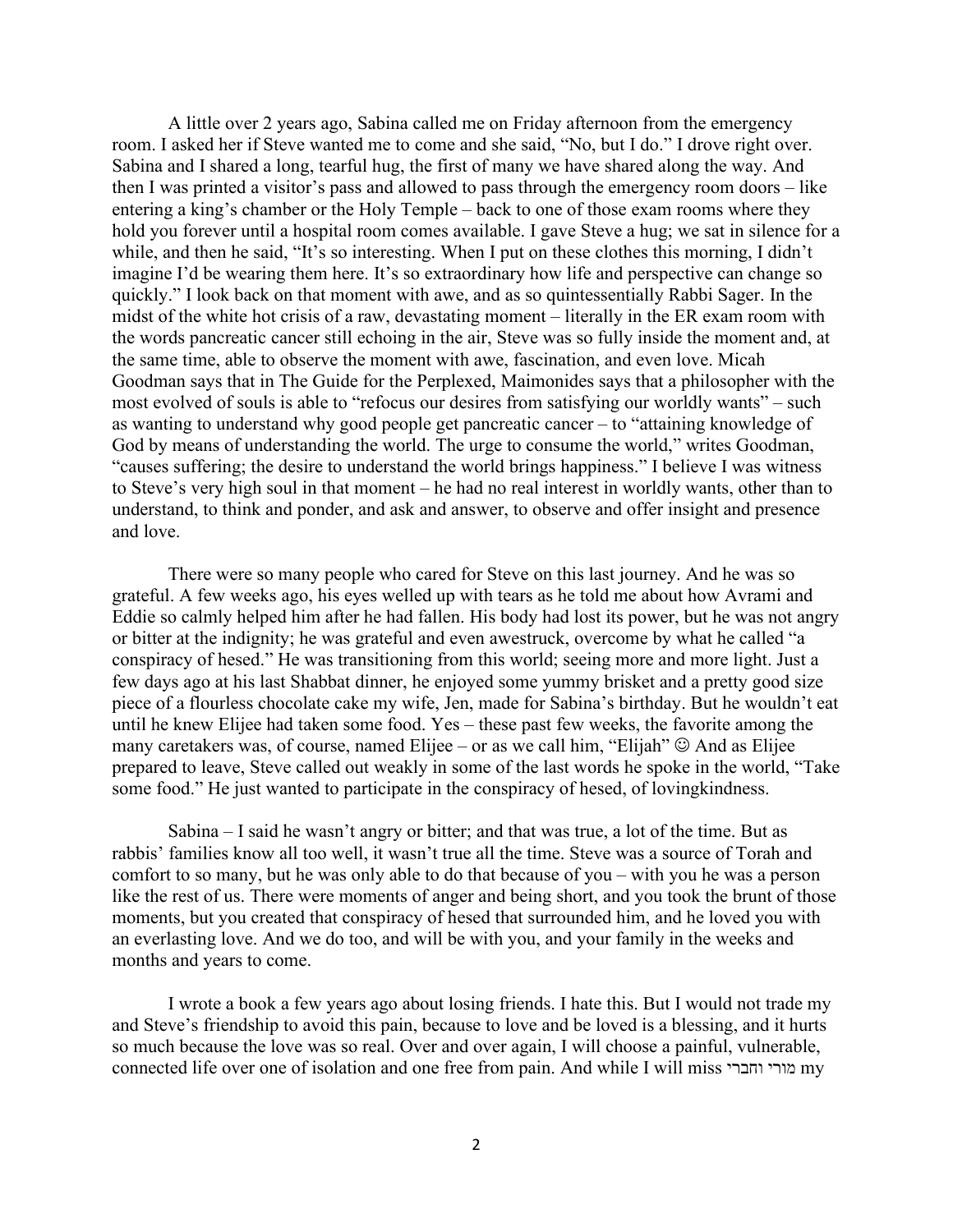A little over 2 years ago, Sabina called me on Friday afternoon from the emergency room. I asked her if Steve wanted me to come and she said, "No, but I do." I drove right over. Sabina and I shared a long, tearful hug, the first of many we have shared along the way. And then I was printed a visitor's pass and allowed to pass through the emergency room doors – like entering a king's chamber or the Holy Temple – back to one of those exam rooms where they hold you forever until a hospital room comes available. I gave Steve a hug; we sat in silence for a while, and then he said, "It's so interesting. When I put on these clothes this morning, I didn't imagine I'd be wearing them here. It's so extraordinary how life and perspective can change so quickly." I look back on that moment with awe, and as so quintessentially Rabbi Sager. In the midst of the white hot crisis of a raw, devastating moment – literally in the ER exam room with the words pancreatic cancer still echoing in the air, Steve was so fully inside the moment and, at the same time, able to observe the moment with awe, fascination, and even love. Micah Goodman says that in The Guide for the Perplexed, Maimonides says that a philosopher with the most evolved of souls is able to "refocus our desires from satisfying our worldly wants" – such as wanting to understand why good people get pancreatic cancer – to "attaining knowledge of God by means of understanding the world. The urge to consume the world," writes Goodman, "causes suffering; the desire to understand the world brings happiness." I believe I was witness to Steve's very high soul in that moment – he had no real interest in worldly wants, other than to understand, to think and ponder, and ask and answer, to observe and offer insight and presence and love.

There were so many people who cared for Steve on this last journey. And he was so grateful. A few weeks ago, his eyes welled up with tears as he told me about how Avrami and Eddie so calmly helped him after he had fallen. His body had lost its power, but he was not angry or bitter at the indignity; he was grateful and even awestruck, overcome by what he called "a conspiracy of hesed." He was transitioning from this world; seeing more and more light. Just a few days ago at his last Shabbat dinner, he enjoyed some yummy brisket and a pretty good size piece of a flourless chocolate cake my wife, Jen, made for Sabina's birthday. But he wouldn't eat until he knew Elijee had taken some food. Yes – these past few weeks, the favorite among the many caretakers was, of course, named Elijee – or as we call him, "Elijah" ☺ And as Elijee prepared to leave, Steve called out weakly in some of the last words he spoke in the world, "Take some food." He just wanted to participate in the conspiracy of hesed, of lovingkindness.

Sabina – I said he wasn't angry or bitter; and that was true, a lot of the time. But as rabbis' families know all too well, it wasn't true all the time. Steve was a source of Torah and comfort to so many, but he was only able to do that because of you – with you he was a person like the rest of us. There were moments of anger and being short, and you took the brunt of those moments, but you created that conspiracy of hesed that surrounded him, and he loved you with an everlasting love. And we do too, and will be with you, and your family in the weeks and months and years to come.

I wrote a book a few years ago about losing friends. I hate this. But I would not trade my and Steve's friendship to avoid this pain, because to love and be loved is a blessing, and it hurts so much because the love was so real. Over and over again, I will choose a painful, vulnerable, connected life over one of isolation and one free from pain. And while I will miss מורי וחברי my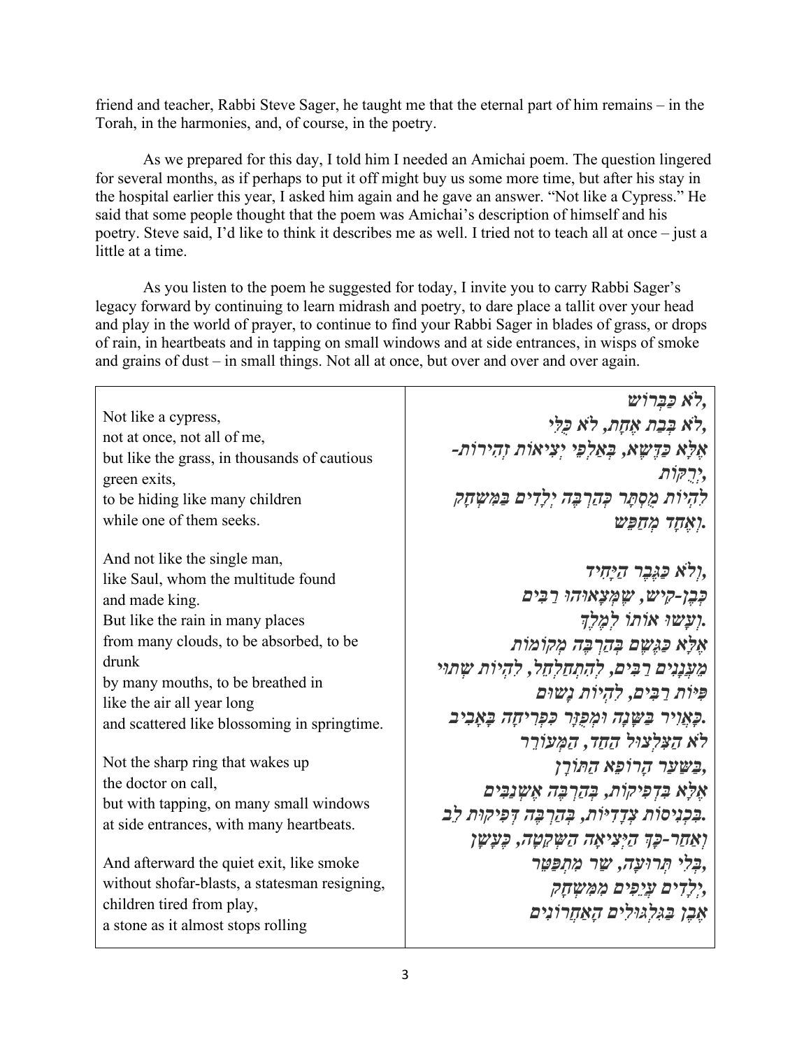friend and teacher, Rabbi Steve Sager, he taught me that the eternal part of him remains – in the Torah, in the harmonies, and, of course, in the poetry.

As we prepared for this day, I told him I needed an Amichai poem. The question lingered for several months, as if perhaps to put it off might buy us some more time, but after his stay in the hospital earlier this year, I asked him again and he gave an answer. "Not like a Cypress." He said that some people thought that the poem was Amichai's description of himself and his poetry. Steve said, I'd like to think it describes me as well. I tried not to teach all at once – just a little at a time.

As you listen to the poem he suggested for today, I invite you to carry Rabbi Sager's legacy forward by continuing to learn midrash and poetry, to dare place a tallit over your head and play in the world of prayer, to continue to find your Rabbi Sager in blades of grass, or drops of rain, in heartbeats and in tapping on small windows and at side entrances, in wisps of smoke and grains of dust – in small things. Not all at once, but over and over and over again.

| | |
|---|---|
| Not like a cypress,<br>not at once, not all of me,<br>but like the grass, in thousands of cautious green exits,<br>to be hiding like many children<br>while one of them seeks.<br><br>And not like the single man,<br>like Saul, whom the multitude found<br>and made king.<br>But like the rain in many places<br>from many clouds, to be absorbed, to be drunk<br>by many mouths, to be breathed in<br>like the air all year long<br>and scattered like blossoming in springtime.<br><br>Not the sharp ring that wakes up<br>the doctor on call,<br>but with tapping, on many small windows<br>at side entrances, with many heartbeats.<br><br>And afterward the quiet exit, like smoke<br>without shofar-blasts, a statesman resigning,<br>children tired from play,<br>a stone as it almost stops rolling | לֹא כַּבְּרוֹשׁ,<br>לֹא בְּבַת אַחַת, לֹא כֻּלִּי,<br>אֶלָּא כַּדֶּשֶׁא, בְּאַלְפֵי יְצִיאוֹת זְהִירוֹת-<br>יְרֻקּוֹת,<br>לִהְיוֹת מֻסְתָּר כְּהַרְבֵּה יְלָדִים בְּמִשְׂחָק<br>וְאֶחָד מְחַפֵּשׂ.<br><br>וְלֹא כַּגֶּבֶר הַיָּחִיד,<br>כְּבֶן-קִישׁ, שֶׁמְּצָאוּהוּ רַבִּים<br>וְעָשׂוּ אוֹתוֹ לְמֶלֶךְ.<br>אֶלָּא כַּגֶּשֶׁם בְּהַרְבֵּה מְקוֹמוֹת<br>מֵעֲנָנִים רַבִּים, לְהִתְחַלְחֵל, לִהְיוֹת שָׁתוּי<br>פִּיּוֹת רַבִּים, לִהְיוֹת נָשׁוּם<br>כָּאֲוִיר בַּשָּׁנָה וּמְפֻזָּר כִּפְרִיחָה בָּאָבִיב.<br>לֹא הַצִּלְצוּל הַחַד, הַמְּעוֹרֵר<br>בְּשַׁעַר הָרוֹפֵא הַתּוֹרָן,<br>אֶלָּא בִּדְפִיקוֹת, בְּהַרְבֵּה אֶשְׁנַבִּים<br>בִּכְנִיסוֹת צְדָדִיּוֹת, בְּהַרְבֵּה דְּפִיקוֹת לֵב.<br>וְאַחַר-כָּךְ הַיְּצִיאָה הַשְּׁקֵטָה, כְּעָשָׁן<br>בְּלִי תְּרוּעָה, שַׂר מִתְפַּטֵּר,<br>יְלָדִים עֲיֵפִים מִמִּשְׂחָק,<br>אֶבֶן בַּגִּלְגּוּלִים הָאַחֲרוֹנִים |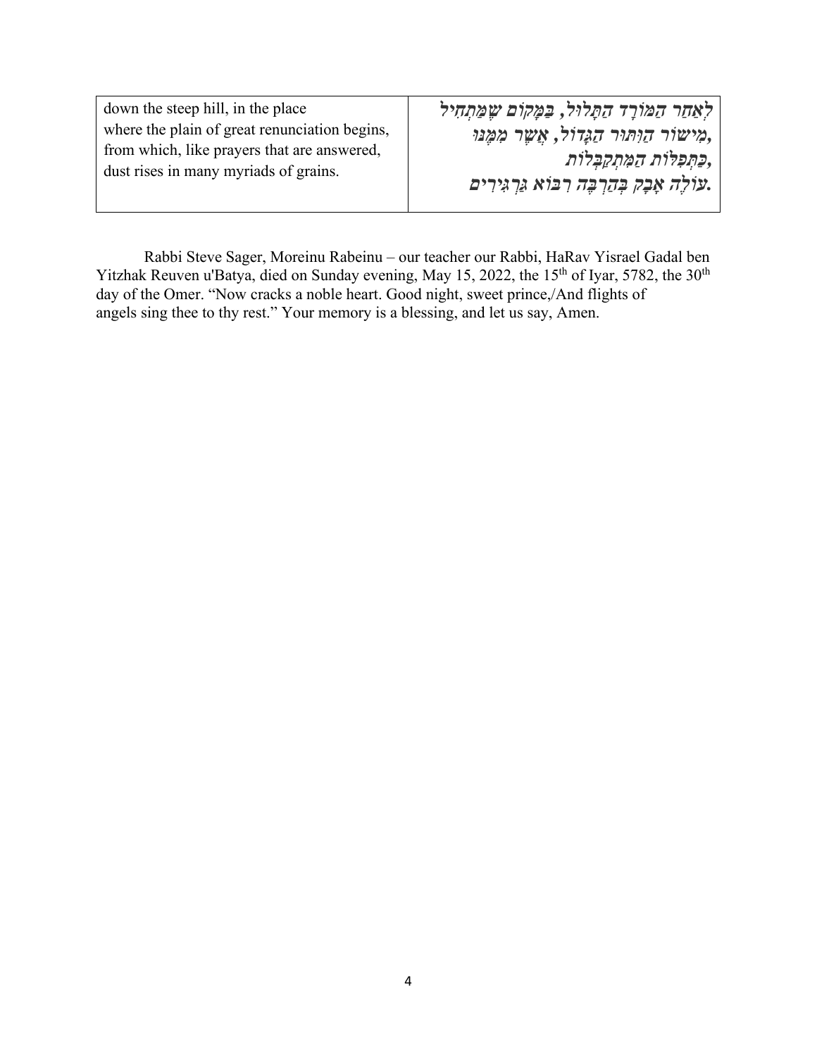| | |
|---|---|
| down the steep hill, in the place<br>where the plain of great renunciation begins,<br>from which, like prayers that are answered,<br>dust rises in many myriads of grains. | לְאַחַר הַמּוֹרָד הַתָּלוּל, בַּמָּקוֹם שֶׁמַּתְחִיל<br>מִישׁוֹר הַוִּתּוּר הַגָּדוֹל, אֲשֶׁר מִמֶּנּוּ,<br>כַּתְּפִלּוֹת הַמִּתְקַבְּלוֹת,<br>עוֹלֶה אָבָק בְּהַרְבֵּה רִבּוֹא גַּרְגִּירִים. |

Rabbi Steve Sager, Moreinu Rabeinu – our teacher our Rabbi, HaRav Yisrael Gadal ben Yitzhak Reuven u'Batya, died on Sunday evening, May 15, 2022, the 15th of Iyar, 5782, the 30th day of the Omer. "Now cracks a noble heart. Good night, sweet prince,/And flights of angels sing thee to thy rest." Your memory is a blessing, and let us say, Amen.